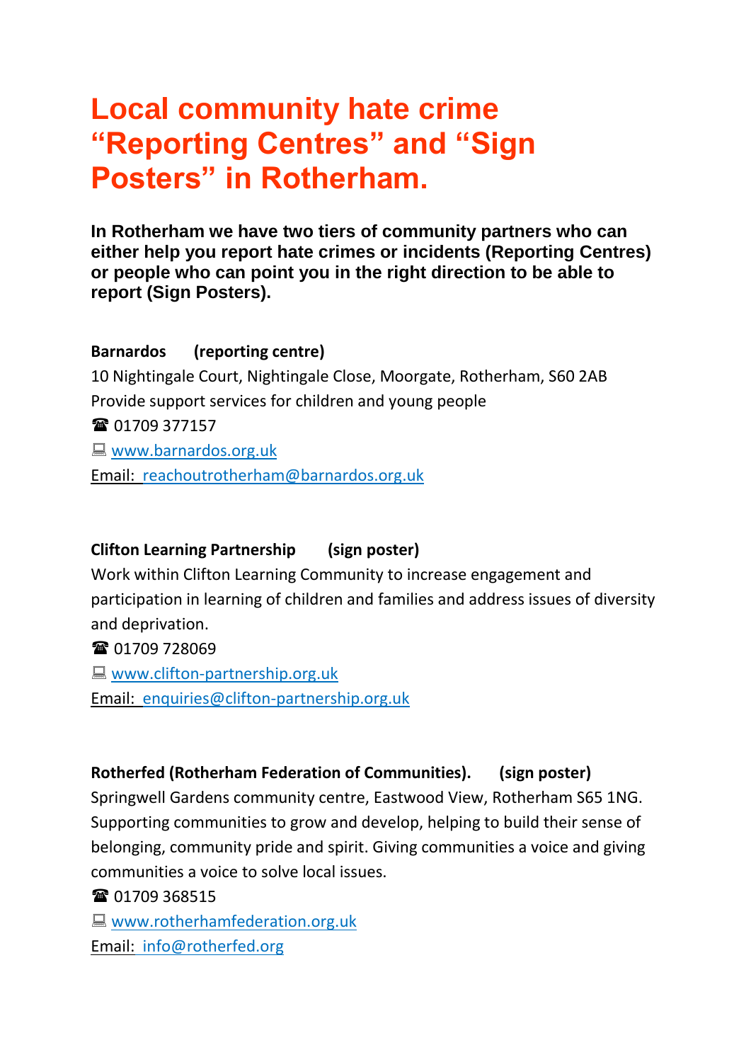# Local community hate crime "Reporting Centres" and "Sign Posters" in Rotherham.

**In Rotherham we have two tiers of community partners who can either help you report hate crimes or incidents (Reporting Centres) or people who can point you in the right direction to be able to report (Sign Posters).**

**Barnardos (reporting centre)**

10 Nightingale Court, Nightingale Close, Moorgate, Rotherham, S60 2AB

Provide support services for children and young people

☎ 01709 377157

💻 www.barnardos.org.uk

Email: reachoutrotherham@barnardos.org.uk

**Clifton Learning Partnership (sign poster)**

Work within Clifton Learning Community to increase engagement and participation in learning of children and families and address issues of diversity and deprivation.

☎ 01709 728069

💻 www.clifton-partnership.org.uk

Email: enquiries@clifton-partnership.org.uk

**Rotherfed (Rotherham Federation of Communities). (sign poster)**

Springwell Gardens community centre, Eastwood View, Rotherham S65 1NG.

Supporting communities to grow and develop, helping to build their sense of belonging, community pride and spirit. Giving communities a voice and giving communities a voice to solve local issues.

☎ 01709 368515

💻 www.rotherhamfederation.org.uk

Email: info@rotherfed.org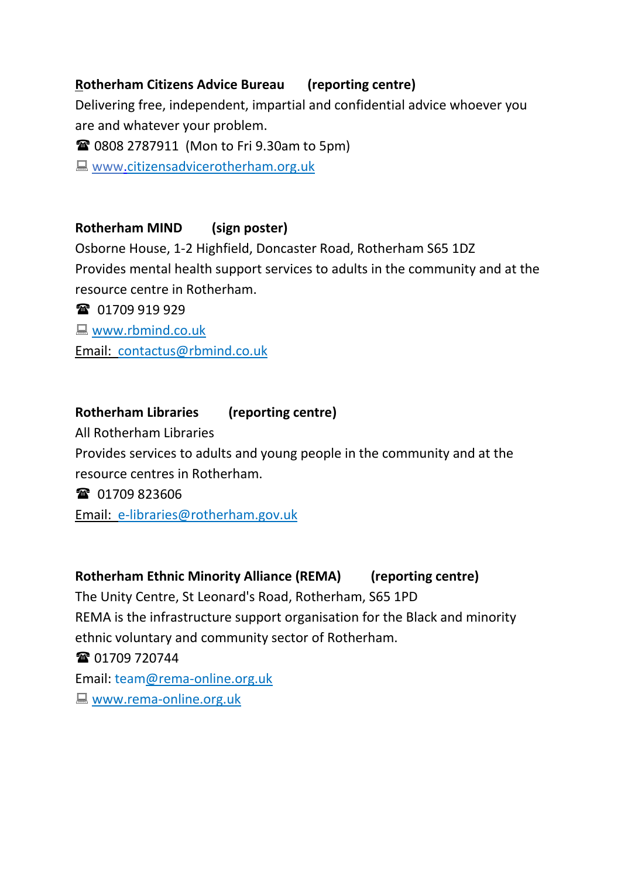**Rotherham Citizens Advice Bureau (reporting centre)**

Delivering free, independent, impartial and confidential advice whoever you are and whatever your problem.

☎ 0808 2787911 (Mon to Fri 9.30am to 5pm)

💻 www.citizensadvicerotherham.org.uk

**Rotherham MIND (sign poster)**

Osborne House, 1-2 Highfield, Doncaster Road, Rotherham S65 1DZ

Provides mental health support services to adults in the community and at the resource centre in Rotherham.

☎ 01709 919 929

💻 www.rbmind.co.uk

Email: contactus@rbmind.co.uk

**Rotherham Libraries (reporting centre)**

All Rotherham Libraries

Provides services to adults and young people in the community and at the resource centres in Rotherham.

☎ 01709 823606

Email: e-libraries@rotherham.gov.uk

**Rotherham Ethnic Minority Alliance (REMA) (reporting centre)**

The Unity Centre, St Leonard's Road, Rotherham, S65 1PD

REMA is the infrastructure support organisation for the Black and minority ethnic voluntary and community sector of Rotherham.

☎ 01709 720744

Email: team@rema-online.org.uk

💻 www.rema-online.org.uk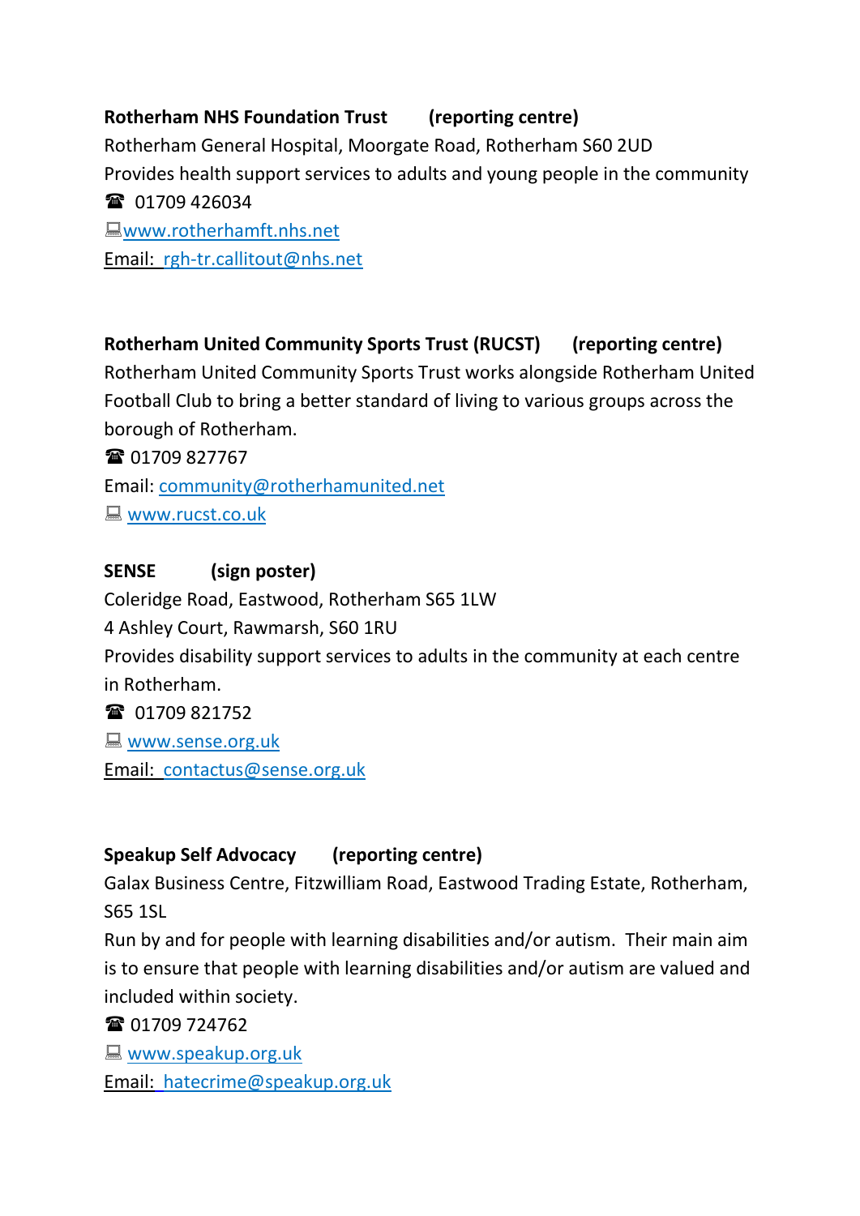**Rotherham NHS Foundation Trust (reporting centre)**
Rotherham General Hospital, Moorgate Road, Rotherham S60 2UD
Provides health support services to adults and young people in the community
☎ 01709 426034
💻 www.rotherhamft.nhs.net
Email: rgh-tr.callitout@nhs.net

**Rotherham United Community Sports Trust (RUCST) (reporting centre)**
Rotherham United Community Sports Trust works alongside Rotherham United Football Club to bring a better standard of living to various groups across the borough of Rotherham.
☎ 01709 827767
Email: community@rotherhamunited.net
💻 www.rucst.co.uk

**SENSE (sign poster)**
Coleridge Road, Eastwood, Rotherham S65 1LW
4 Ashley Court, Rawmarsh, S60 1RU
Provides disability support services to adults in the community at each centre in Rotherham.
☎ 01709 821752
💻 www.sense.org.uk
Email: contactus@sense.org.uk

**Speakup Self Advocacy (reporting centre)**
Galax Business Centre, Fitzwilliam Road, Eastwood Trading Estate, Rotherham, S65 1SL
Run by and for people with learning disabilities and/or autism. Their main aim is to ensure that people with learning disabilities and/or autism are valued and included within society.
☎ 01709 724762
💻 www.speakup.org.uk
Email: hatecrime@speakup.org.uk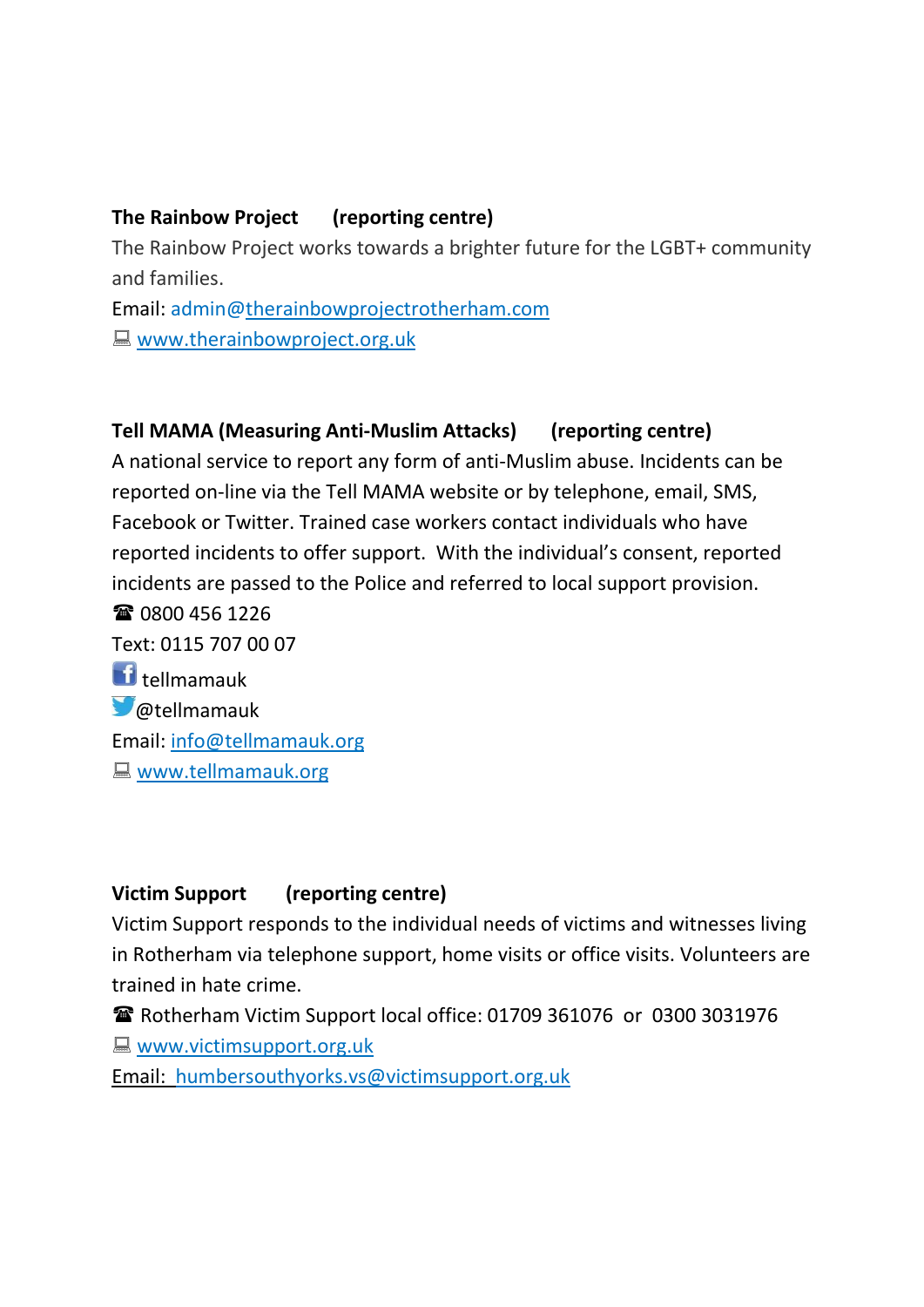**The Rainbow Project (reporting centre)**

The Rainbow Project works towards a brighter future for the LGBT+ community and families.

Email: admin@therainbowprojectrotherham.com

💻 www.therainbowproject.org.uk

**Tell MAMA (Measuring Anti-Muslim Attacks) (reporting centre)**

A national service to report any form of anti-Muslim abuse. Incidents can be reported on-line via the Tell MAMA website or by telephone, email, SMS, Facebook or Twitter. Trained case workers contact individuals who have reported incidents to offer support. With the individual's consent, reported incidents are passed to the Police and referred to local support provision.

☎ 0800 456 1226

Text: 0115 707 00 07

tellmamauk

@tellmamauk

Email: info@tellmamauk.org

💻 www.tellmamauk.org

**Victim Support (reporting centre)**

Victim Support responds to the individual needs of victims and witnesses living in Rotherham via telephone support, home visits or office visits. Volunteers are trained in hate crime.

☎ Rotherham Victim Support local office: 01709 361076 or 0300 3031976

💻 www.victimsupport.org.uk

Email: humbersouthyorks.vs@victimsupport.org.uk